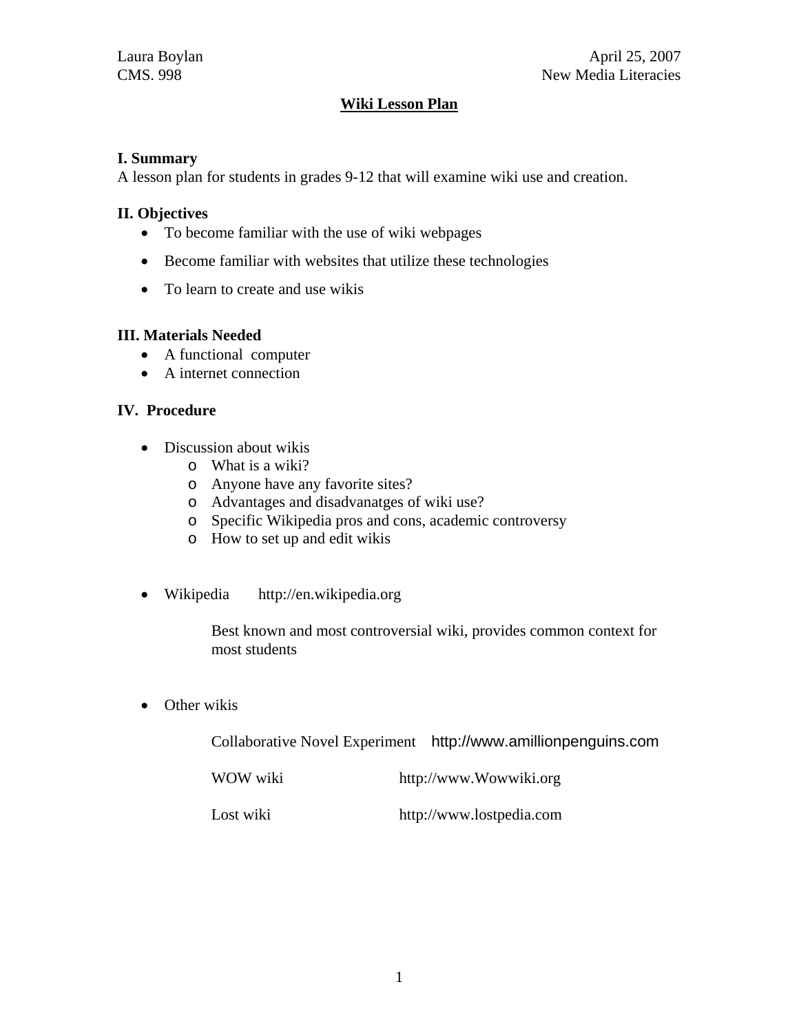Laura Boylan  
CMS. 998

April 25, 2007  
New Media Literacies

# Wiki Lesson Plan

## I. Summary

A lesson plan for students in grades 9-12 that will examine wiki use and creation.

## II. Objectives

- To become familiar with the use of wiki webpages
- Become familiar with websites that utilize these technologies
- To learn to create and use wikis

## III. Materials Needed

- A functional computer
- A internet connection

## IV. Procedure

- Discussion about wikis
  - What is a wiki?
  - Anyone have any favorite sites?
  - Advantages and disadvanatges of wiki use?
  - Specific Wikipedia pros and cons, academic controversy
  - How to set up and edit wikis

- Wikipedia http://en.wikipedia.org

  Best known and most controversial wiki, provides common context for most students

- Other wikis

  Collaborative Novel Experiment http://www.amillionpenguins.com

  WOW wiki http://www.Wowwiki.org

  Lost wiki http://www.lostpedia.com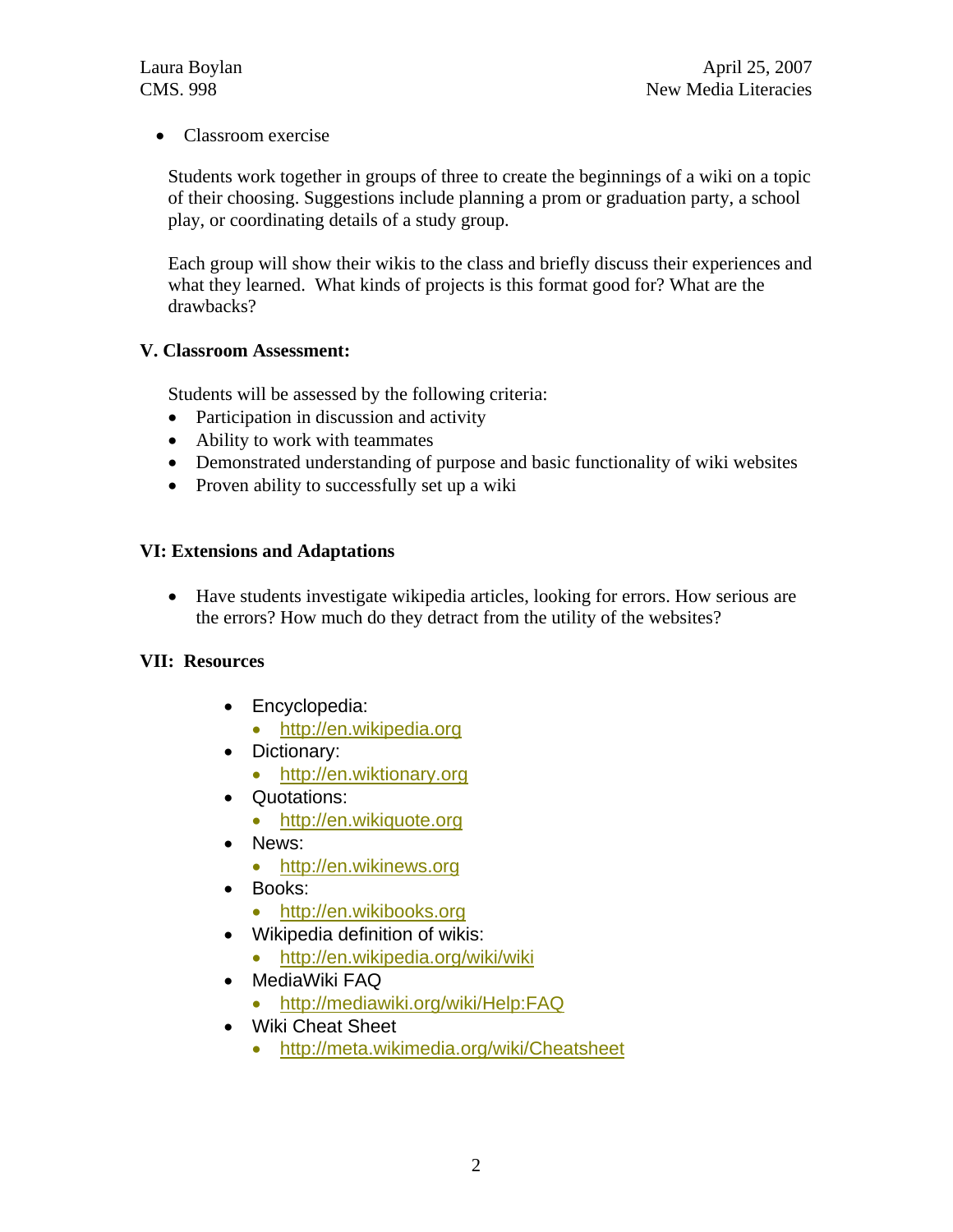- Classroom exercise

  Students work together in groups of three to create the beginnings of a wiki on a topic of their choosing. Suggestions include planning a prom or graduation party, a school play, or coordinating details of a study group.

  Each group will show their wikis to the class and briefly discuss their experiences and what they learned. What kinds of projects is this format good for? What are the drawbacks?

**V. Classroom Assessment:**

Students will be assessed by the following criteria:

- Participation in discussion and activity
- Ability to work with teammates
- Demonstrated understanding of purpose and basic functionality of wiki websites
- Proven ability to successfully set up a wiki

**VI: Extensions and Adaptations**

- Have students investigate wikipedia articles, looking for errors. How serious are the errors? How much do they detract from the utility of the websites?

**VII: Resources**

- Encyclopedia:
  - http://en.wikipedia.org
- Dictionary:
  - http://en.wiktionary.org
- Quotations:
  - http://en.wikiquote.org
- News:
  - http://en.wikinews.org
- Books:
  - http://en.wikibooks.org
- Wikipedia definition of wikis:
  - http://en.wikipedia.org/wiki/wiki
- MediaWiki FAQ
  - http://mediawiki.org/wiki/Help:FAQ
- Wiki Cheat Sheet
  - http://meta.wikimedia.org/wiki/Cheatsheet